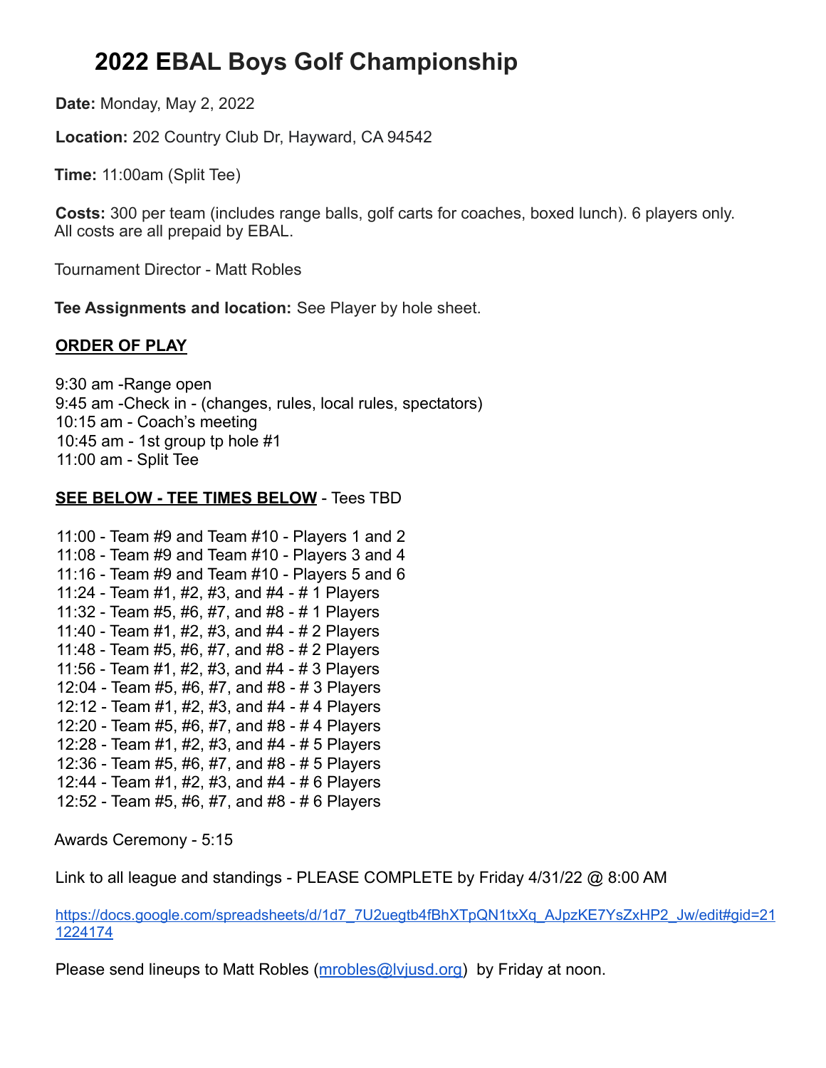# 2022 EBAL Boys Golf Championship

**Date:** Monday, May 2, 2022

**Location:** 202 Country Club Dr, Hayward, CA 94542

**Time:** 11:00am (Split Tee)

**Costs:** 300 per team (includes range balls, golf carts for coaches, boxed lunch). 6 players only. All costs are all prepaid by EBAL.

Tournament Director - Matt Robles

**Tee Assignments and location:** See Player by hole sheet.

**ORDER OF PLAY**

9:30 am -Range open
9:45 am -Check in - (changes, rules, local rules, spectators)
10:15 am - Coach's meeting
10:45 am - 1st group tp hole #1
11:00 am - Split Tee

**SEE BELOW - TEE TIMES BELOW** - Tees TBD

11:00 - Team #9 and Team #10 - Players 1 and 2
11:08 - Team #9 and Team #10 - Players 3 and 4
11:16 - Team #9 and Team #10 - Players 5 and 6
11:24 - Team #1, #2, #3, and #4 - # 1 Players
11:32 - Team #5, #6, #7, and #8 - # 1 Players
11:40 - Team #1, #2, #3, and #4 - # 2 Players
11:48 - Team #5, #6, #7, and #8 - # 2 Players
11:56 - Team #1, #2, #3, and #4 - # 3 Players
12:04 - Team #5, #6, #7, and #8 - # 3 Players
12:12 - Team #1, #2, #3, and #4 - # 4 Players
12:20 - Team #5, #6, #7, and #8 - # 4 Players
12:28 - Team #1, #2, #3, and #4 - # 5 Players
12:36 - Team #5, #6, #7, and #8 - # 5 Players
12:44 - Team #1, #2, #3, and #4 - # 6 Players
12:52 - Team #5, #6, #7, and #8 - # 6 Players

Awards Ceremony - 5:15

Link to all league and standings - PLEASE COMPLETE by Friday 4/31/22 @ 8:00 AM

https://docs.google.com/spreadsheets/d/1d7_7U2uegtb4fBhXTpQN1txXq_AJpzKE7YsZxHP2_Jw/edit#gid=211224174

Please send lineups to Matt Robles (mrobles@lvjusd.org) by Friday at noon.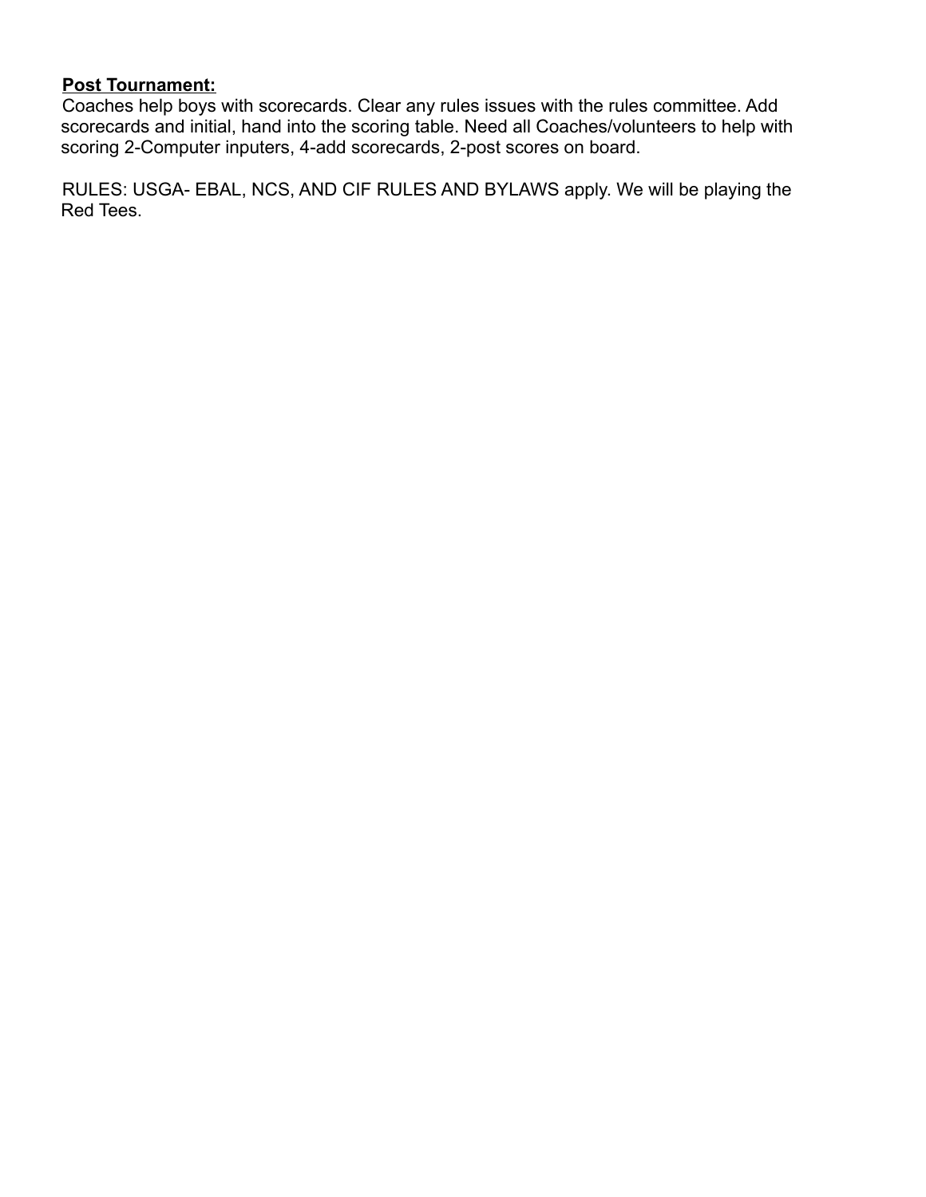**Post Tournament:**

Coaches help boys with scorecards. Clear any rules issues with the rules committee. Add scorecards and initial, hand into the scoring table. Need all Coaches/volunteers to help with scoring 2-Computer inputers, 4-add scorecards, 2-post scores on board.

RULES: USGA- EBAL, NCS, AND CIF RULES AND BYLAWS apply. We will be playing the Red Tees.